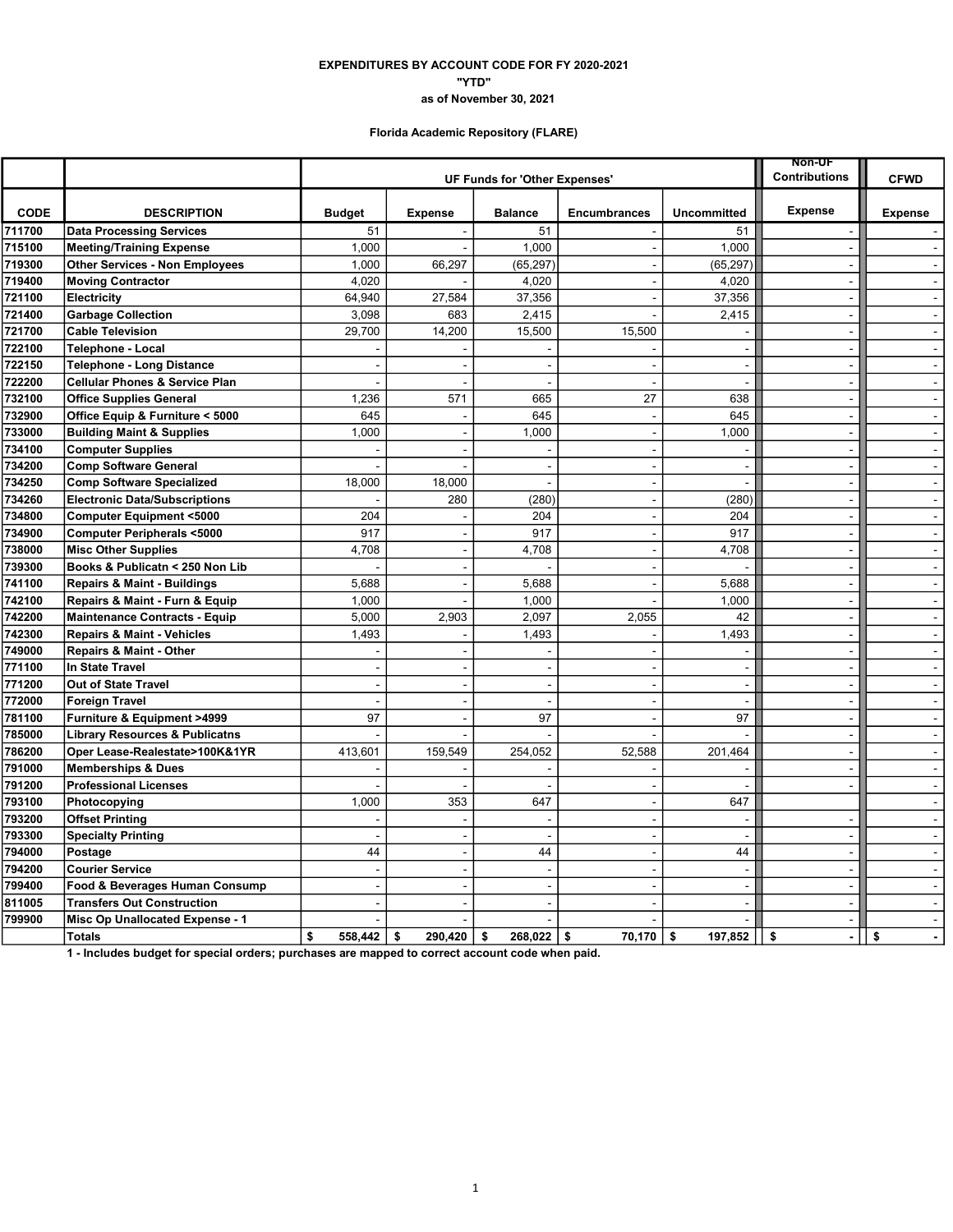**EXPENDITURES BY ACCOUNT CODE FOR FY 2020-2021**

**"YTD"**

**as of November 30, 2021**

**Florida Academic Repository (FLARE)**

| | | UF Funds for 'Other Expenses' | | | | | Non-UF Contributions | CFWD |
|---|---|---|---|---|---|---|---|---|
| **CODE** | **DESCRIPTION** | **Budget** | **Expense** | **Balance** | **Encumbrances** | **Uncommitted** | **Expense** | **Expense** |
| 711700 | Data Processing Services | 51 | - | 51 | - | 51 | - | - |
| 715100 | Meeting/Training Expense | 1,000 | - | 1,000 | - | 1,000 | - | - |
| 719300 | Other Services - Non Employees | 1,000 | 66,297 | (65,297) | - | (65,297) | - | - |
| 719400 | Moving Contractor | 4,020 | - | 4,020 | - | 4,020 | - | - |
| 721100 | Electricity | 64,940 | 27,584 | 37,356 | - | 37,356 | - | - |
| 721400 | Garbage Collection | 3,098 | 683 | 2,415 | - | 2,415 | - | - |
| 721700 | Cable Television | 29,700 | 14,200 | 15,500 | 15,500 | - | - | - |
| 722100 | Telephone - Local | - | - | - | - | - | - | - |
| 722150 | Telephone - Long Distance | - | - | - | - | - | - | - |
| 722200 | Cellular Phones & Service Plan | - | - | - | - | - | - | - |
| 732100 | Office Supplies General | 1,236 | 571 | 665 | 27 | 638 | - | - |
| 732900 | Office Equip & Furniture < 5000 | 645 | - | 645 | - | 645 | - | - |
| 733000 | Building Maint & Supplies | 1,000 | - | 1,000 | - | 1,000 | - | - |
| 734100 | Computer Supplies | - | - | - | - | - | - | - |
| 734200 | Comp Software General | - | - | - | - | - | - | - |
| 734250 | Comp Software Specialized | 18,000 | 18,000 | - | - | - | - | - |
| 734260 | Electronic Data/Subscriptions | - | 280 | (280) | - | (280) | - | - |
| 734800 | Computer Equipment <5000 | 204 | - | 204 | - | 204 | - | - |
| 734900 | Computer Peripherals <5000 | 917 | - | 917 | - | 917 | - | - |
| 738000 | Misc Other Supplies | 4,708 | - | 4,708 | - | 4,708 | - | - |
| 739300 | Books & Publicatn < 250 Non Lib | - | - | - | - | - | - | - |
| 741100 | Repairs & Maint - Buildings | 5,688 | - | 5,688 | - | 5,688 | - | - |
| 742100 | Repairs & Maint - Furn & Equip | 1,000 | - | 1,000 | - | 1,000 | - | - |
| 742200 | Maintenance Contracts - Equip | 5,000 | 2,903 | 2,097 | 2,055 | 42 | - | - |
| 742300 | Repairs & Maint - Vehicles | 1,493 | - | 1,493 | - | 1,493 | - | - |
| 749000 | Repairs & Maint - Other | - | - | - | - | - | - | - |
| 771100 | In State Travel | - | - | - | - | - | - | - |
| 771200 | Out of State Travel | - | - | - | - | - | - | - |
| 772000 | Foreign Travel | - | - | - | - | - | - | - |
| 781100 | Furniture & Equipment >4999 | 97 | - | 97 | - | 97 | - | - |
| 785000 | Library Resources & Publicatns | - | - | - | - | - | - | - |
| 786200 | Oper Lease-Realestate>100K&1YR | 413,601 | 159,549 | 254,052 | 52,588 | 201,464 | - | - |
| 791000 | Memberships & Dues | - | - | - | - | - | - | - |
| 791200 | Professional Licenses | - | - | - | - | - | - | - |
| 793100 | Photocopying | 1,000 | 353 | 647 | - | 647 | | - |
| 793200 | Offset Printing | - | - | - | - | - | - | - |
| 793300 | Specialty Printing | - | - | - | - | - | - | - |
| 794000 | Postage | 44 | - | 44 | - | 44 | - | - |
| 794200 | Courier Service | - | - | - | - | - | - | - |
| 799400 | Food & Beverages Human Consump | - | - | - | - | - | - | - |
| 811005 | Transfers Out Construction | - | - | - | - | - | - | - |
| 799900 | Misc Op Unallocated Expense - 1 | - | - | - | - | - | - | - |
| | **Totals** | **$ 558,442** | **$ 290,420** | **$ 268,022** | **$ 70,170** | **$ 197,852** | **$ -** | **$ -** |

**1 - Includes budget for special orders; purchases are mapped to correct account code when paid.**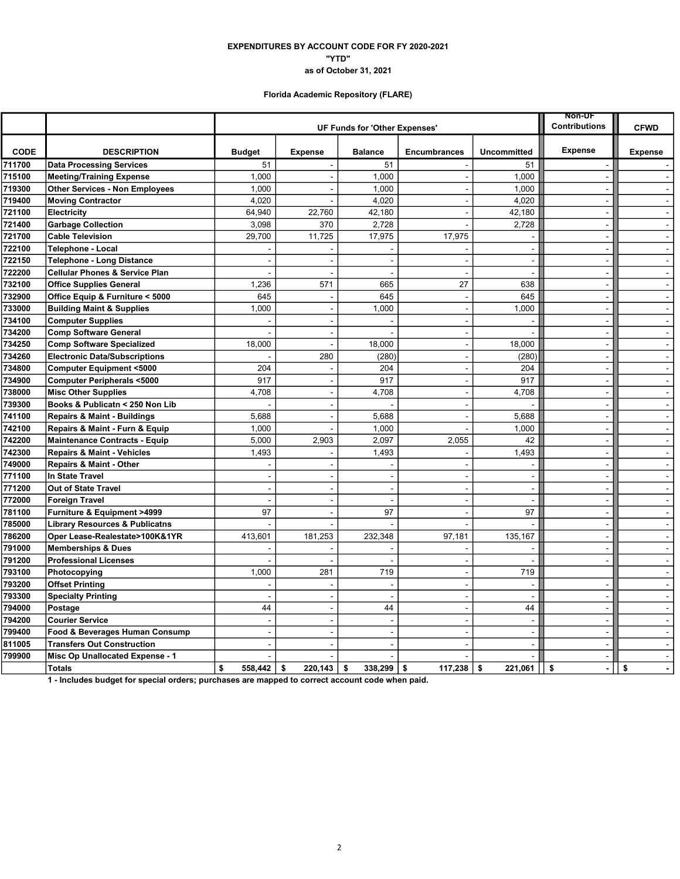**EXPENDITURES BY ACCOUNT CODE FOR FY 2020-2021**

**"YTD"**

**as of October 31, 2021**

**Florida Academic Repository (FLARE)**

| | | UF Funds for 'Other Expenses' | | | | | Non-UF Contributions | CFWD |
|---|---|---|---|---|---|---|---|---|
| **CODE** | **DESCRIPTION** | **Budget** | **Expense** | **Balance** | **Encumbrances** | **Uncommitted** | **Expense** | **Expense** |
| 711700 | Data Processing Services | 51 | - | 51 | - | 51 | - | - |
| 715100 | Meeting/Training Expense | 1,000 | - | 1,000 | - | 1,000 | - | - |
| 719300 | Other Services - Non Employees | 1,000 | - | 1,000 | - | 1,000 | - | - |
| 719400 | Moving Contractor | 4,020 | - | 4,020 | - | 4,020 | - | - |
| 721100 | Electricity | 64,940 | 22,760 | 42,180 | - | 42,180 | - | - |
| 721400 | Garbage Collection | 3,098 | 370 | 2,728 | - | 2,728 | - | - |
| 721700 | Cable Television | 29,700 | 11,725 | 17,975 | 17,975 | - | - | - |
| 722100 | Telephone - Local | - | - | - | - | - | - | - |
| 722150 | Telephone - Long Distance | - | - | - | - | - | - | - |
| 722200 | Cellular Phones & Service Plan | - | - | - | - | - | - | - |
| 732100 | Office Supplies General | 1,236 | 571 | 665 | 27 | 638 | - | - |
| 732900 | Office Equip & Furniture < 5000 | 645 | - | 645 | - | 645 | - | - |
| 733000 | Building Maint & Supplies | 1,000 | - | 1,000 | - | 1,000 | - | - |
| 734100 | Computer Supplies | - | - | - | - | - | - | - |
| 734200 | Comp Software General | - | - | - | - | - | - | - |
| 734250 | Comp Software Specialized | 18,000 | - | 18,000 | - | 18,000 | - | - |
| 734260 | Electronic Data/Subscriptions | - | 280 | (280) | - | (280) | - | - |
| 734800 | Computer Equipment <5000 | 204 | - | 204 | - | 204 | - | - |
| 734900 | Computer Peripherals <5000 | 917 | - | 917 | - | 917 | - | - |
| 738000 | Misc Other Supplies | 4,708 | - | 4,708 | - | 4,708 | - | - |
| 739300 | Books & Publicatn < 250 Non Lib | - | - | - | - | - | - | - |
| 741100 | Repairs & Maint - Buildings | 5,688 | - | 5,688 | - | 5,688 | - | - |
| 742100 | Repairs & Maint - Furn & Equip | 1,000 | - | 1,000 | - | 1,000 | - | - |
| 742200 | Maintenance Contracts - Equip | 5,000 | 2,903 | 2,097 | 2,055 | 42 | - | - |
| 742300 | Repairs & Maint - Vehicles | 1,493 | - | 1,493 | - | 1,493 | - | - |
| 749000 | Repairs & Maint - Other | - | - | - | - | - | - | - |
| 771100 | In State Travel | - | - | - | - | - | - | - |
| 771200 | Out of State Travel | - | - | - | - | - | - | - |
| 772000 | Foreign Travel | - | - | - | - | - | - | - |
| 781100 | Furniture & Equipment >4999 | 97 | - | 97 | - | 97 | - | - |
| 785000 | Library Resources & Publicatns | - | - | - | - | - | - | - |
| 786200 | Oper Lease-Realestate>100K&1YR | 413,601 | 181,253 | 232,348 | 97,181 | 135,167 | - | - |
| 791000 | Memberships & Dues | - | - | - | - | - | - | - |
| 791200 | Professional Licenses | - | - | - | - | - | - | - |
| 793100 | Photocopying | 1,000 | 281 | 719 | - | 719 | | - |
| 793200 | Offset Printing | - | - | - | - | - | - | - |
| 793300 | Specialty Printing | - | - | - | - | - | - | - |
| 794000 | Postage | 44 | - | 44 | - | 44 | - | - |
| 794200 | Courier Service | - | - | - | - | - | - | - |
| 799400 | Food & Beverages Human Consump | - | - | - | - | - | - | - |
| 811005 | Transfers Out Construction | - | - | - | - | - | - | - |
| 799900 | Misc Op Unallocated Expense - 1 | - | - | - | - | - | - | - |
| | **Totals** | **$ 558,442** | **$ 220,143** | **$ 338,299** | **$ 117,238** | **$ 221,061** | **$ -** | **$ -** |

**1 - Includes budget for special orders; purchases are mapped to correct account code when paid.**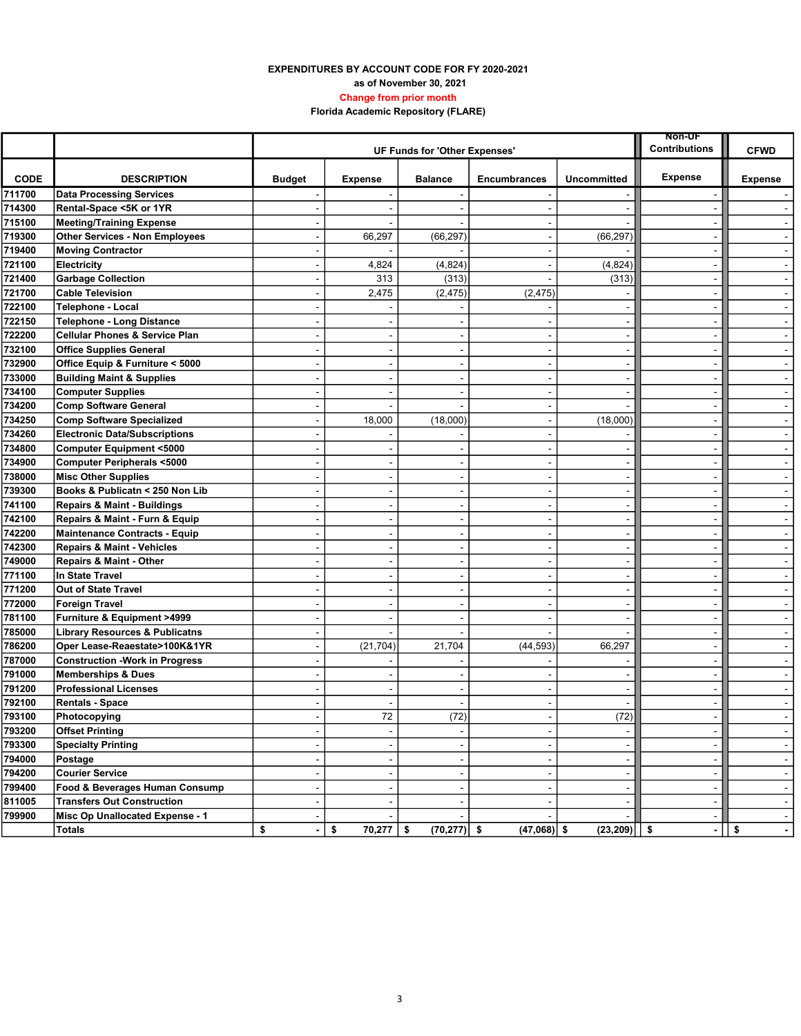**EXPENDITURES BY ACCOUNT CODE FOR FY 2020-2021**

**as of November 30, 2021**

**Change from prior month**

**Florida Academic Repository (FLARE)**

| | | UF Funds for 'Other Expenses' | | | | | Non-UF Contributions | CFWD |
|---|---|---|---|---|---|---|---|---|
| **CODE** | **DESCRIPTION** | **Budget** | **Expense** | **Balance** | **Encumbrances** | **Uncommitted** | **Expense** | **Expense** |
| 711700 | Data Processing Services | - | - | - | - | - | - | - |
| 714300 | Rental-Space <5K or 1YR | - | - | - | - | - | - | - |
| 715100 | Meeting/Training Expense | - | - | - | - | - | - | - |
| 719300 | Other Services - Non Employees | - | 66,297 | (66,297) | - | (66,297) | - | - |
| 719400 | Moving Contractor | - | - | - | - | - | - | - |
| 721100 | Electricity | - | 4,824 | (4,824) | - | (4,824) | - | - |
| 721400 | Garbage Collection | - | 313 | (313) | - | (313) | - | - |
| 721700 | Cable Television | - | 2,475 | (2,475) | (2,475) | - | - | - |
| 722100 | Telephone - Local | - | - | - | - | - | - | - |
| 722150 | Telephone - Long Distance | - | - | - | - | - | - | - |
| 722200 | Cellular Phones & Service Plan | - | - | - | - | - | - | - |
| 732100 | Office Supplies General | - | - | - | - | - | - | - |
| 732900 | Office Equip & Furniture < 5000 | - | - | - | - | - | - | - |
| 733000 | Building Maint & Supplies | - | - | - | - | - | - | - |
| 734100 | Computer Supplies | - | - | - | - | - | - | - |
| 734200 | Comp Software General | - | - | - | - | - | - | - |
| 734250 | Comp Software Specialized | - | 18,000 | (18,000) | - | (18,000) | - | - |
| 734260 | Electronic Data/Subscriptions | - | - | - | - | - | - | - |
| 734800 | Computer Equipment <5000 | - | - | - | - | - | - | - |
| 734900 | Computer Peripherals <5000 | - | - | - | - | - | - | - |
| 738000 | Misc Other Supplies | - | - | - | - | - | - | - |
| 739300 | Books & Publicatn < 250 Non Lib | - | - | - | - | - | - | - |
| 741100 | Repairs & Maint - Buildings | - | - | - | - | - | - | - |
| 742100 | Repairs & Maint - Furn & Equip | - | - | - | - | - | - | - |
| 742200 | Maintenance Contracts - Equip | - | - | - | - | - | - | - |
| 742300 | Repairs & Maint - Vehicles | - | - | - | - | - | - | - |
| 749000 | Repairs & Maint - Other | - | - | - | - | - | - | - |
| 771100 | In State Travel | - | - | - | - | - | - | - |
| 771200 | Out of State Travel | - | - | - | - | - | - | - |
| 772000 | Foreign Travel | - | - | - | - | - | - | - |
| 781100 | Furniture & Equipment >4999 | - | - | - | - | - | - | - |
| 785000 | Library Resources & Publicatns | - | - | - | - | - | - | - |
| 786200 | Oper Lease-Reaestate>100K&1YR | - | (21,704) | 21,704 | (44,593) | 66,297 | - | - |
| 787000 | Construction -Work in Progress | - | - | - | - | - | - | - |
| 791000 | Memberships & Dues | - | - | - | - | - | - | - |
| 791200 | Professional Licenses | - | - | - | - | - | - | - |
| 792100 | Rentals - Space | - | - | - | - | - | - | - |
| 793100 | Photocopying | - | 72 | (72) | - | (72) | - | - |
| 793200 | Offset Printing | - | - | - | - | - | - | - |
| 793300 | Specialty Printing | - | - | - | - | - | - | - |
| 794000 | Postage | - | - | - | - | - | - | - |
| 794200 | Courier Service | - | - | - | - | - | - | - |
| 799400 | Food & Beverages Human Consump | - | - | - | - | - | - | - |
| 811005 | Transfers Out Construction | - | - | - | - | - | - | - |
| 799900 | Misc Op Unallocated Expense - 1 | - | - | - | - | - | - | - |
| | **Totals** | **$ -** | **$ 70,277** | **$ (70,277)** | **$ (47,068)** | **$ (23,209)** | **$ -** | **$ -** |